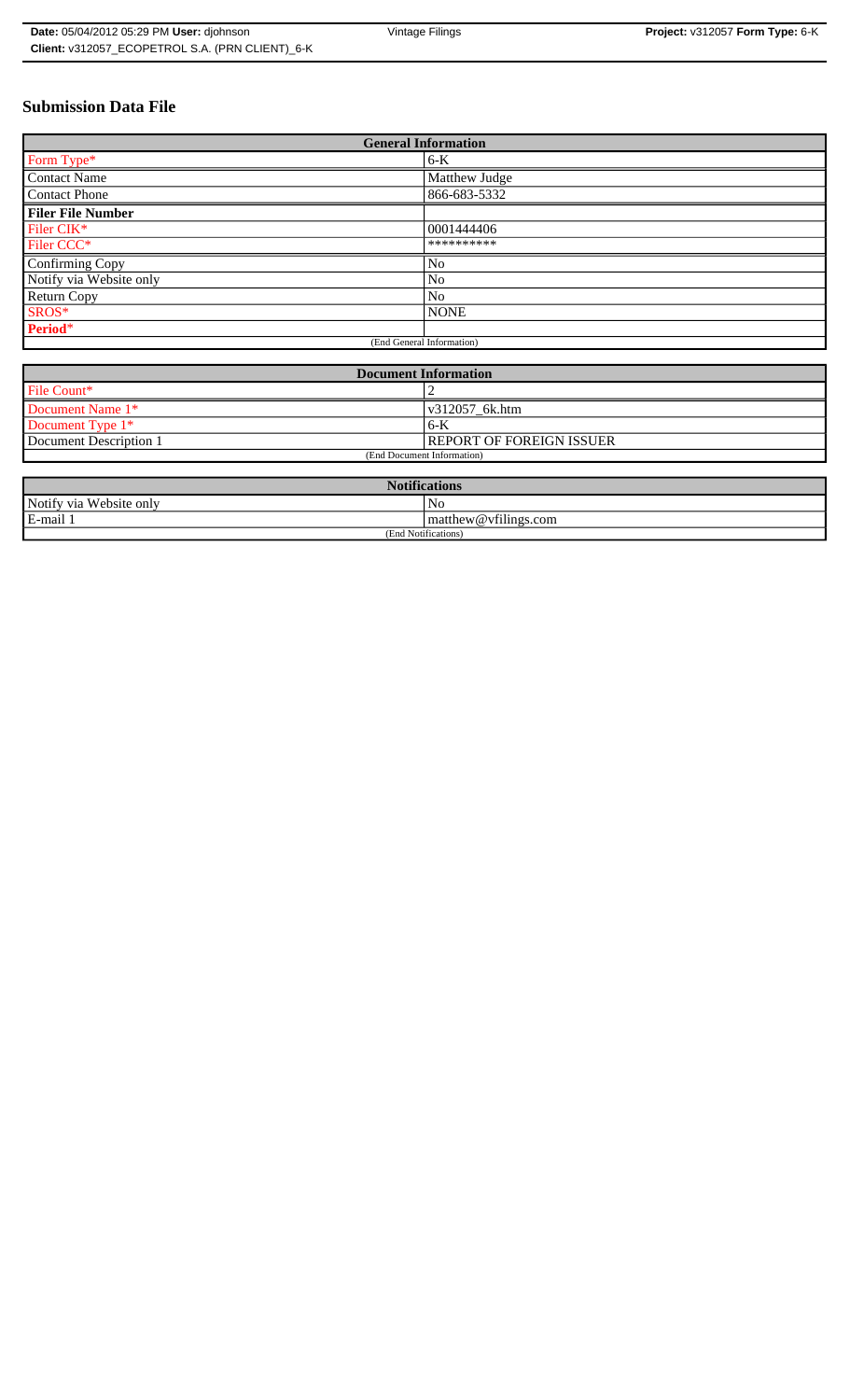# Submission Data File

| General Information | |
|---|---|
| Form Type* | 6-K |
| Contact Name | Matthew Judge |
| Contact Phone | 866-683-5332 |
| **Filer File Number** | |
| Filer CIK* | 0001444406 |
| Filer CCC* | ********** |
| Confirming Copy | No |
| Notify via Website only | No |
| Return Copy | No |
| SROS* | NONE |
| **Period*** | |
| (End General Information) | |

| Document Information | |
|---|---|
| File Count* | 2 |
| Document Name 1* | v312057_6k.htm |
| Document Type 1* | 6-K |
| Document Description 1 | REPORT OF FOREIGN ISSUER |
| (End Document Information) | |

| Notifications | |
|---|---|
| Notify via Website only | No |
| E-mail 1 | matthew@vfilings.com |
| (End Notifications) | |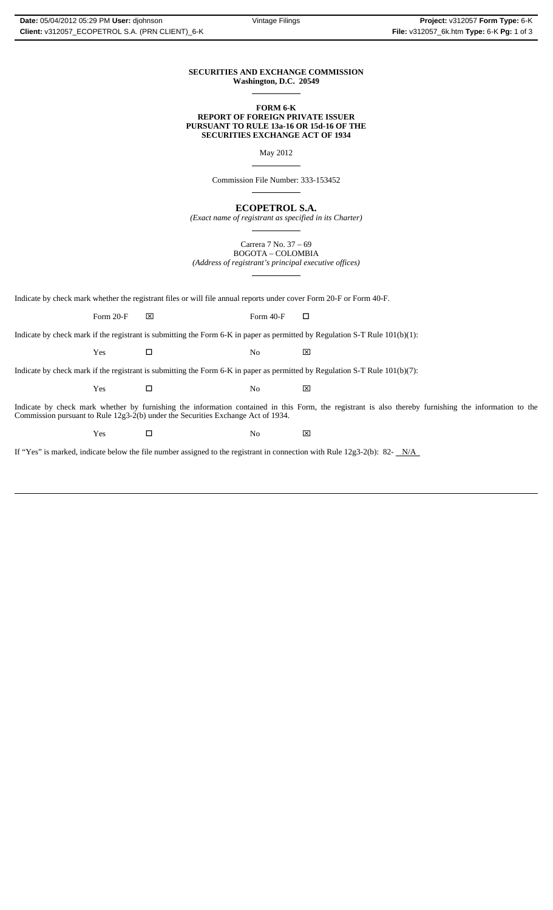**SECURITIES AND EXCHANGE COMMISSION**
**Washington, D.C. 20549**

**FORM 6-K**
**REPORT OF FOREIGN PRIVATE ISSUER**
**PURSUANT TO RULE 13a-16 OR 15d-16 OF THE**
**SECURITIES EXCHANGE ACT OF 1934**

May 2012

Commission File Number: 333-153452

**ECOPETROL S.A.**
*(Exact name of registrant as specified in its Charter)*

Carrera 7 No. 37 – 69
BOGOTA – COLOMBIA
*(Address of registrant's principal executive offices)*

Indicate by check mark whether the registrant files or will file annual reports under cover Form 20-F or Form 40-F.

Form 20-F ☒ Form 40-F ☐

Indicate by check mark if the registrant is submitting the Form 6-K in paper as permitted by Regulation S-T Rule 101(b)(1):

Yes ☐ No ☒

Indicate by check mark if the registrant is submitting the Form 6-K in paper as permitted by Regulation S-T Rule 101(b)(7):

Yes ☐ No ☒

Indicate by check mark whether by furnishing the information contained in this Form, the registrant is also thereby furnishing the information to the Commission pursuant to Rule 12g3-2(b) under the Securities Exchange Act of 1934.

Yes ☐ No ☒

If "Yes" is marked, indicate below the file number assigned to the registrant in connection with Rule 12g3-2(b): 82- N/A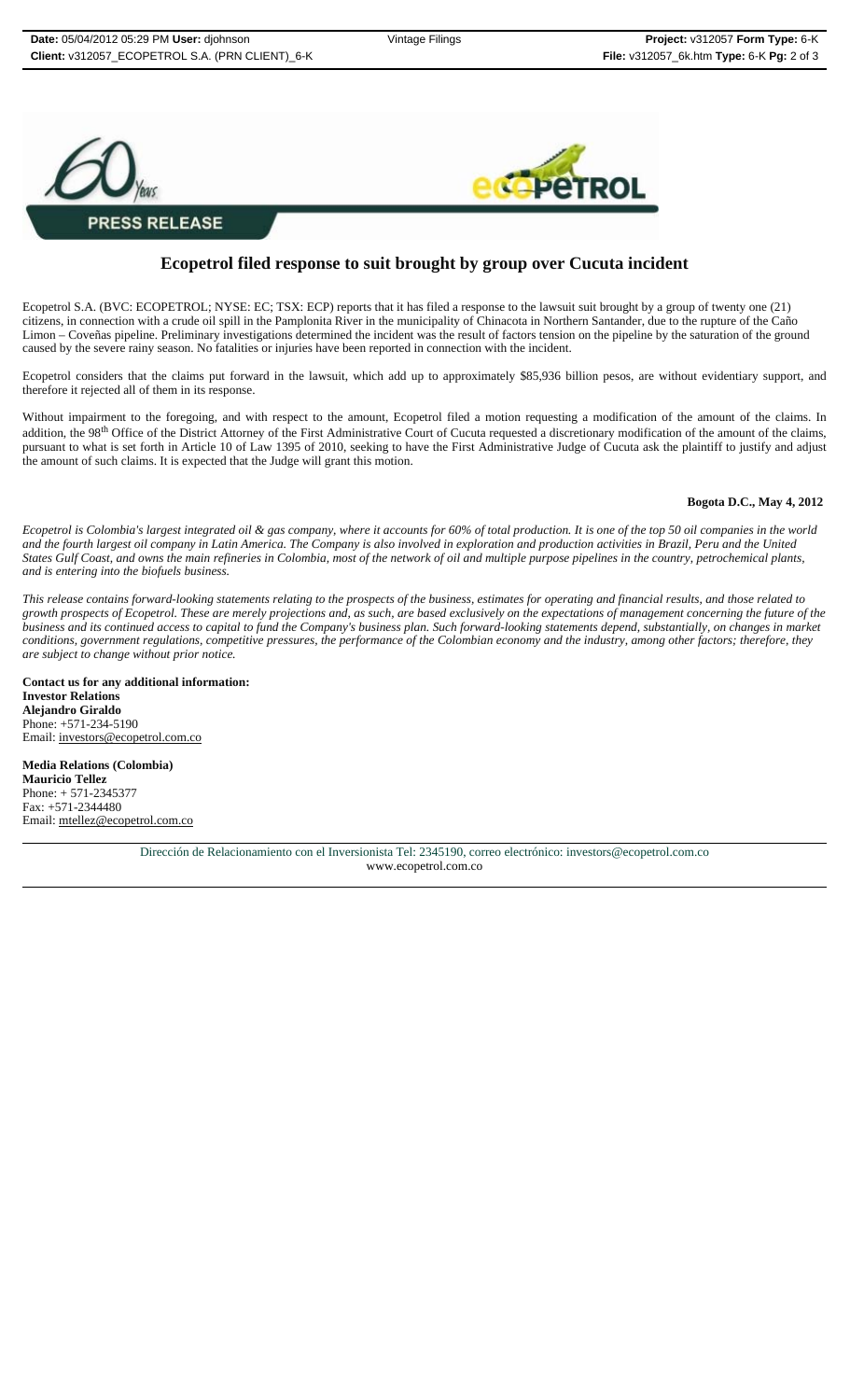**PRESS RELEASE**

# Ecopetrol filed response to suit brought by group over Cucuta incident

Ecopetrol S.A. (BVC: ECOPETROL; NYSE: EC; TSX: ECP) reports that it has filed a response to the lawsuit suit brought by a group of twenty one (21) citizens, in connection with a crude oil spill in the Pamplonita River in the municipality of Chinacota in Northern Santander, due to the rupture of the Caño Limon – Coveñas pipeline. Preliminary investigations determined the incident was the result of factors tension on the pipeline by the saturation of the ground caused by the severe rainy season. No fatalities or injuries have been reported in connection with the incident.

Ecopetrol considers that the claims put forward in the lawsuit, which add up to approximately $85,936 billion pesos, are without evidentiary support, and therefore it rejected all of them in its response.

Without impairment to the foregoing, and with respect to the amount, Ecopetrol filed a motion requesting a modification of the amount of the claims. In addition, the 98th Office of the District Attorney of the First Administrative Court of Cucuta requested a discretionary modification of the amount of the claims, pursuant to what is set forth in Article 10 of Law 1395 of 2010, seeking to have the First Administrative Judge of Cucuta ask the plaintiff to justify and adjust the amount of such claims. It is expected that the Judge will grant this motion.

**Bogota D.C., May 4, 2012**

*Ecopetrol is Colombia's largest integrated oil & gas company, where it accounts for 60% of total production. It is one of the top 50 oil companies in the world and the fourth largest oil company in Latin America. The Company is also involved in exploration and production activities in Brazil, Peru and the United States Gulf Coast, and owns the main refineries in Colombia, most of the network of oil and multiple purpose pipelines in the country, petrochemical plants, and is entering into the biofuels business.*

*This release contains forward-looking statements relating to the prospects of the business, estimates for operating and financial results, and those related to growth prospects of Ecopetrol. These are merely projections and, as such, are based exclusively on the expectations of management concerning the future of the business and its continued access to capital to fund the Company's business plan. Such forward-looking statements depend, substantially, on changes in market conditions, government regulations, competitive pressures, the performance of the Colombian economy and the industry, among other factors; therefore, they are subject to change without prior notice.*

**Contact us for any additional information:**
**Investor Relations**
**Alejandro Giraldo**
Phone: +571-234-5190
Email: investors@ecopetrol.com.co

**Media Relations (Colombia)**
**Mauricio Tellez**
Phone: + 571-2345377
Fax: +571-2344480
Email: mtellez@ecopetrol.com.co

Dirección de Relacionamiento con el Inversionista Tel: 2345190, correo electrónico: investors@ecopetrol.com.co
www.ecopetrol.com.co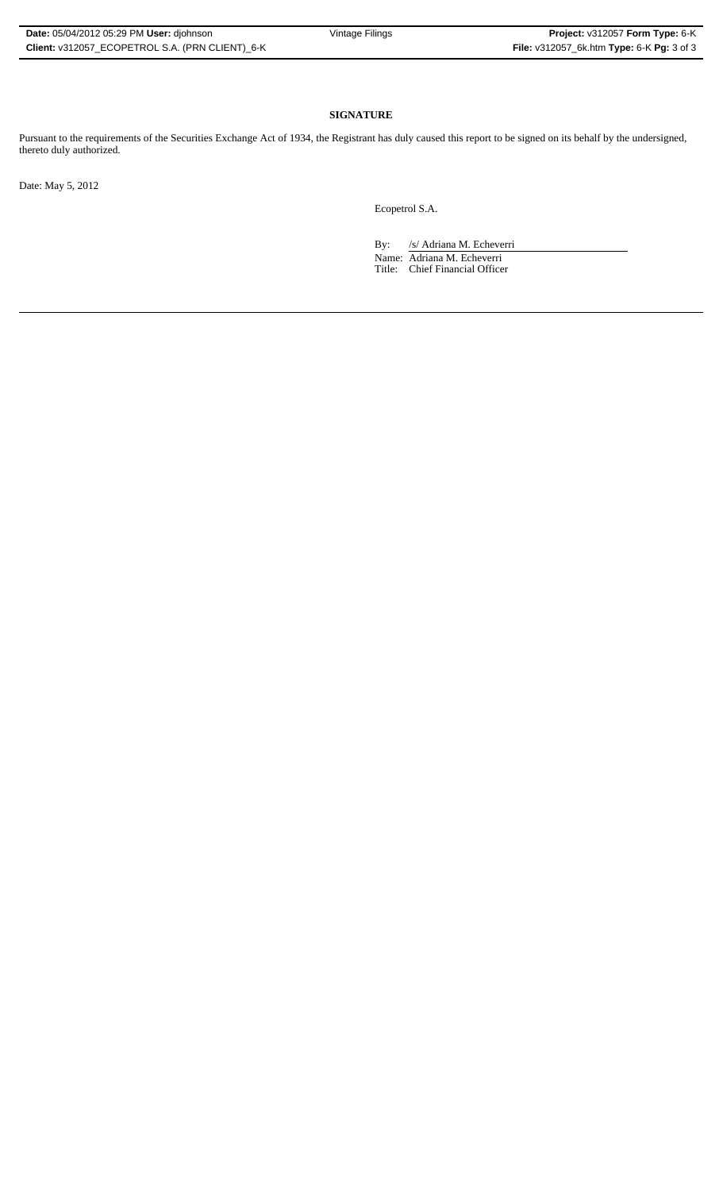## SIGNATURE

Pursuant to the requirements of the Securities Exchange Act of 1934, the Registrant has duly caused this report to be signed on its behalf by the undersigned, thereto duly authorized.

Date: May 5, 2012

Ecopetrol S.A.

By: /s/ Adriana M. Echeverri

Name: Adriana M. Echeverri

Title: Chief Financial Officer